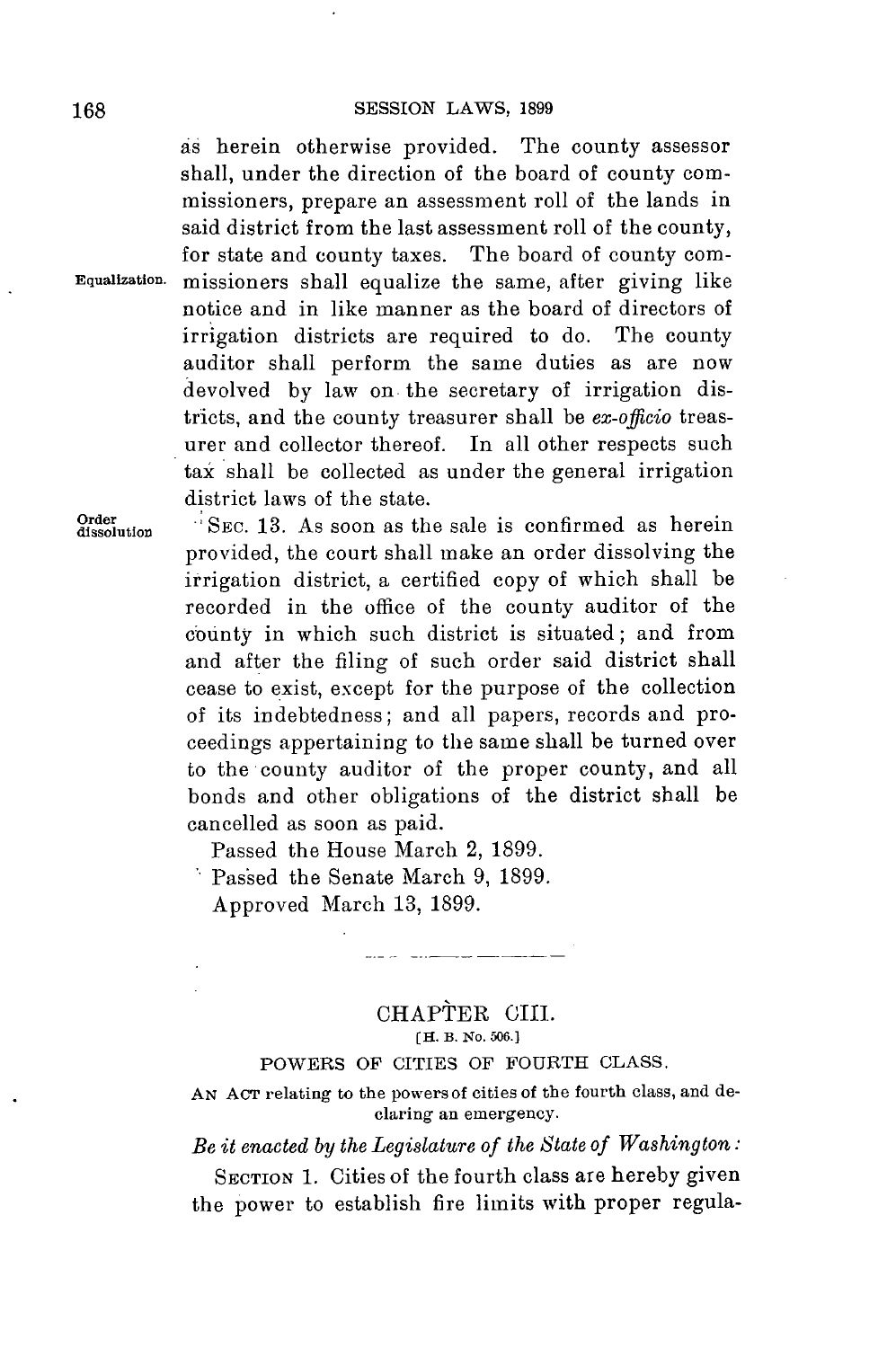as herein otherwise provided. The county assessor shall, under the direction of the board of county commissioners, prepare an assessment roll of the lands in said district from the last assessment roll of the county, for state and county taxes. The board of county commissioners shall equalize the same, after giving like notice and in like manner as the board of directors of irrigation districts are required to do. The county auditor shall perform the same duties as are now devolved by law on the secretary of irrigation districts, and the county treasurer shall be *ex-officio* treasurer and collector thereof. In all other respects such tax shall be collected as under the general irrigation district laws of the state.

Equalization.

Order dissolution

SEC. 13. As soon as the sale is confirmed as herein provided, the court shall make an order dissolving the irrigation district, a certified copy of which shall be recorded in the office of the county auditor of the county in which such district is situated; and from and after the filing of such order said district shall cease to exist, except for the purpose of the collection of its indebtedness; and all papers, records and proceedings appertaining to the same shall be turned over to the county auditor of the proper county, and all bonds and other obligations of the district shall be cancelled as soon as paid.

Passed the House March 2, 1899.

Passed the Senate March 9, 1899.

Approved March 13, 1899.

---

## CHAPTER CIII.

[H. B. No. 506.]

### POWERS OF CITIES OF FOURTH CLASS.

AN ACT relating to the powers of cities of the fourth class, and declaring an emergency.

*Be it enacted by the Legislature of the State of Washington:*

SECTION 1. Cities of the fourth class are hereby given the power to establish fire limits with proper regula-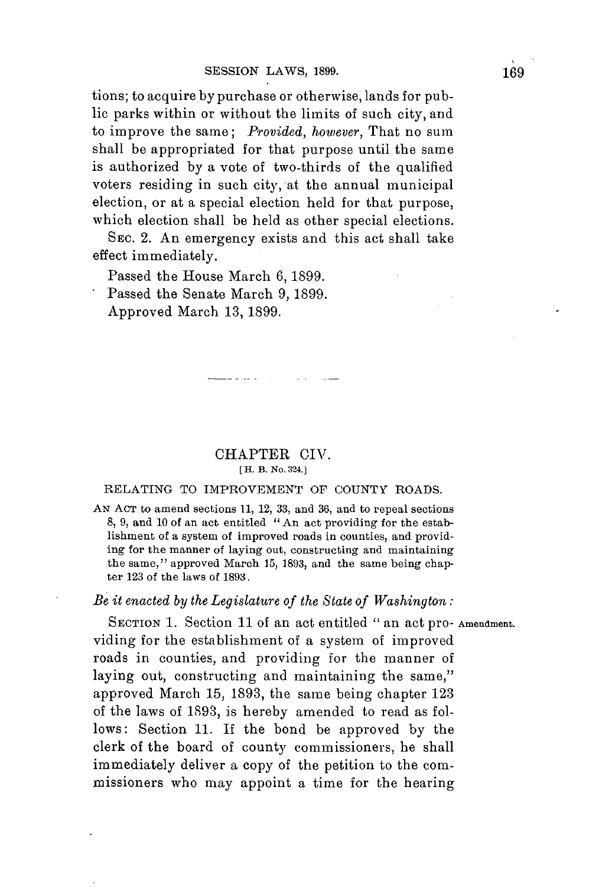tions; to acquire by purchase or otherwise, lands for public parks within or without the limits of such city, and to improve the same; *Provided, however,* That no sum shall be appropriated for that purpose until the same is authorized by a vote of two-thirds of the qualified voters residing in such city, at the annual municipal election, or at a special election held for that purpose, which election shall be held as other special elections.

SEC. 2. An emergency exists and this act shall take effect immediately.

Passed the House March 6, 1899.
Passed the Senate March 9, 1899.
Approved March 13, 1899.

## CHAPTER CIV.

[H. B. No. 324.]

### RELATING TO IMPROVEMENT OF COUNTY ROADS.

AN ACT to amend sections 11, 12, 33, and 36, and to repeal sections 8, 9, and 10 of an act entitled "An act providing for the establishment of a system of improved roads in counties, and providing for the manner of laying out, constructing and maintaining the same," approved March 15, 1893, and the same being chapter 123 of the laws of 1893.

*Be it enacted by the Legislature of the State of Washington:*

Amendment.

SECTION 1. Section 11 of an act entitled "an act providing for the establishment of a system of improved roads in counties, and providing for the manner of laying out, constructing and maintaining the same," approved March 15, 1893, the same being chapter 123 of the laws of 1893, is hereby amended to read as follows: Section 11. If the bond be approved by the clerk of the board of county commissioners, he shall immediately deliver a copy of the petition to the commissioners who may appoint a time for the hearing